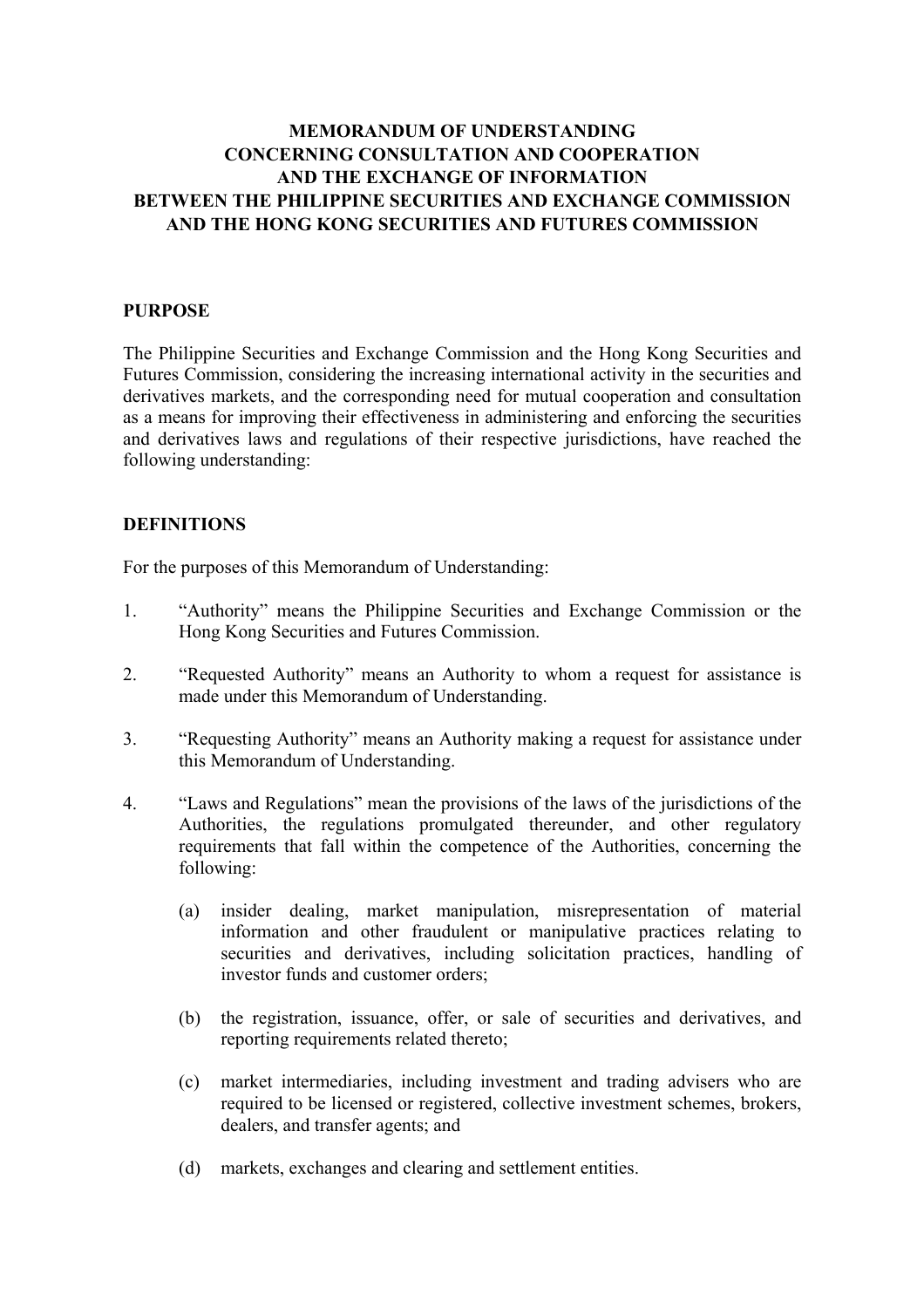# MEMORANDUM OF UNDERSTANDING CONCERNING CONSULTATION AND COOPERATION AND THE EXCHANGE OF INFORMATION BETWEEN THE PHILIPPINE SECURITIES AND EXCHANGE COMMISSION AND THE HONG KONG SECURITIES AND FUTURES COMMISSION

## PURPOSE

The Philippine Securities and Exchange Commission and the Hong Kong Securities and Futures Commission, considering the increasing international activity in the securities and derivatives markets, and the corresponding need for mutual cooperation and consultation as a means for improving their effectiveness in administering and enforcing the securities and derivatives laws and regulations of their respective jurisdictions, have reached the following understanding:

## DEFINITIONS

For the purposes of this Memorandum of Understanding:

1. "Authority" means the Philippine Securities and Exchange Commission or the Hong Kong Securities and Futures Commission.

2. "Requested Authority" means an Authority to whom a request for assistance is made under this Memorandum of Understanding.

3. "Requesting Authority" means an Authority making a request for assistance under this Memorandum of Understanding.

4. "Laws and Regulations" mean the provisions of the laws of the jurisdictions of the Authorities, the regulations promulgated thereunder, and other regulatory requirements that fall within the competence of the Authorities, concerning the following:

   (a) insider dealing, market manipulation, misrepresentation of material information and other fraudulent or manipulative practices relating to securities and derivatives, including solicitation practices, handling of investor funds and customer orders;

   (b) the registration, issuance, offer, or sale of securities and derivatives, and reporting requirements related thereto;

   (c) market intermediaries, including investment and trading advisers who are required to be licensed or registered, collective investment schemes, brokers, dealers, and transfer agents; and

   (d) markets, exchanges and clearing and settlement entities.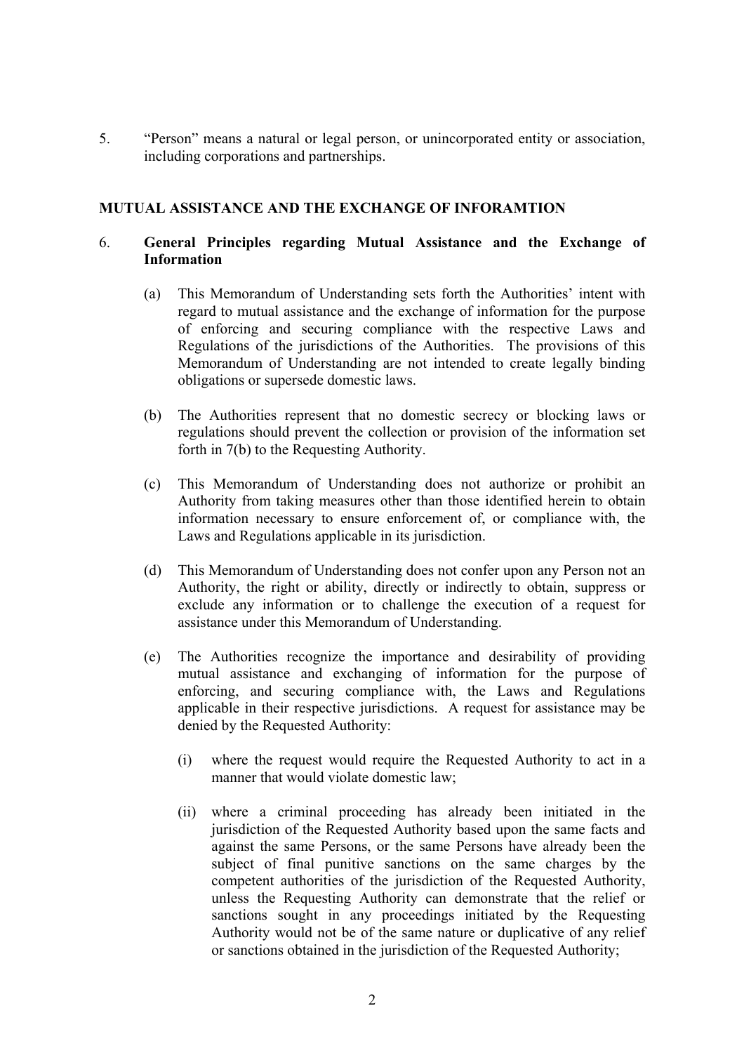5. "Person" means a natural or legal person, or unincorporated entity or association, including corporations and partnerships.

## MUTUAL ASSISTANCE AND THE EXCHANGE OF INFORAMTION

6. **General Principles regarding Mutual Assistance and the Exchange of Information**

   (a) This Memorandum of Understanding sets forth the Authorities' intent with regard to mutual assistance and the exchange of information for the purpose of enforcing and securing compliance with the respective Laws and Regulations of the jurisdictions of the Authorities. The provisions of this Memorandum of Understanding are not intended to create legally binding obligations or supersede domestic laws.

   (b) The Authorities represent that no domestic secrecy or blocking laws or regulations should prevent the collection or provision of the information set forth in 7(b) to the Requesting Authority.

   (c) This Memorandum of Understanding does not authorize or prohibit an Authority from taking measures other than those identified herein to obtain information necessary to ensure enforcement of, or compliance with, the Laws and Regulations applicable in its jurisdiction.

   (d) This Memorandum of Understanding does not confer upon any Person not an Authority, the right or ability, directly or indirectly to obtain, suppress or exclude any information or to challenge the execution of a request for assistance under this Memorandum of Understanding.

   (e) The Authorities recognize the importance and desirability of providing mutual assistance and exchanging of information for the purpose of enforcing, and securing compliance with, the Laws and Regulations applicable in their respective jurisdictions. A request for assistance may be denied by the Requested Authority:

      (i) where the request would require the Requested Authority to act in a manner that would violate domestic law;

      (ii) where a criminal proceeding has already been initiated in the jurisdiction of the Requested Authority based upon the same facts and against the same Persons, or the same Persons have already been the subject of final punitive sanctions on the same charges by the competent authorities of the jurisdiction of the Requested Authority, unless the Requesting Authority can demonstrate that the relief or sanctions sought in any proceedings initiated by the Requesting Authority would not be of the same nature or duplicative of any relief or sanctions obtained in the jurisdiction of the Requested Authority;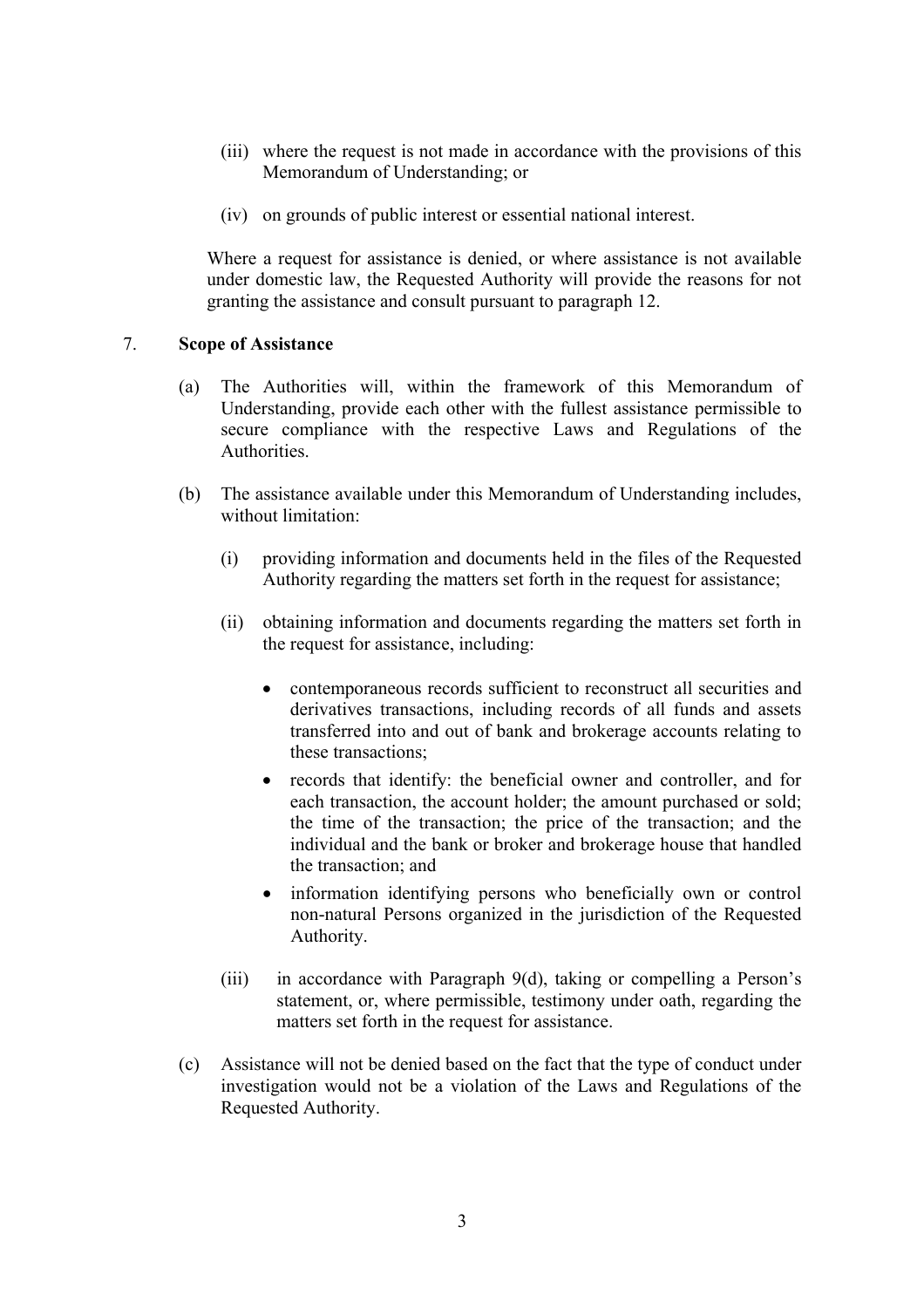(iii) where the request is not made in accordance with the provisions of this Memorandum of Understanding; or

(iv) on grounds of public interest or essential national interest.

Where a request for assistance is denied, or where assistance is not available under domestic law, the Requested Authority will provide the reasons for not granting the assistance and consult pursuant to paragraph 12.

7. **Scope of Assistance**

(a) The Authorities will, within the framework of this Memorandum of Understanding, provide each other with the fullest assistance permissible to secure compliance with the respective Laws and Regulations of the Authorities.

(b) The assistance available under this Memorandum of Understanding includes, without limitation:

(i) providing information and documents held in the files of the Requested Authority regarding the matters set forth in the request for assistance;

(ii) obtaining information and documents regarding the matters set forth in the request for assistance, including:

- contemporaneous records sufficient to reconstruct all securities and derivatives transactions, including records of all funds and assets transferred into and out of bank and brokerage accounts relating to these transactions;
- records that identify: the beneficial owner and controller, and for each transaction, the account holder; the amount purchased or sold; the time of the transaction; the price of the transaction; and the individual and the bank or broker and brokerage house that handled the transaction; and
- information identifying persons who beneficially own or control non-natural Persons organized in the jurisdiction of the Requested Authority.

(iii) in accordance with Paragraph 9(d), taking or compelling a Person's statement, or, where permissible, testimony under oath, regarding the matters set forth in the request for assistance.

(c) Assistance will not be denied based on the fact that the type of conduct under investigation would not be a violation of the Laws and Regulations of the Requested Authority.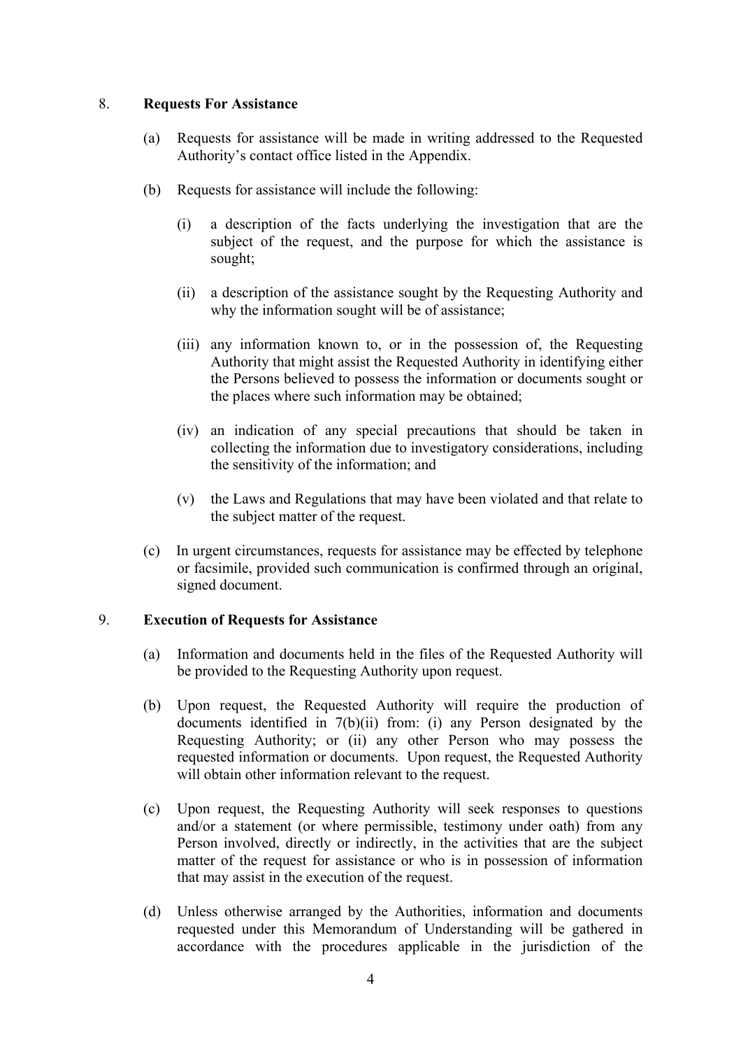8. **Requests For Assistance**

   (a) Requests for assistance will be made in writing addressed to the Requested Authority's contact office listed in the Appendix.

   (b) Requests for assistance will include the following:

      (i) a description of the facts underlying the investigation that are the subject of the request, and the purpose for which the assistance is sought;

      (ii) a description of the assistance sought by the Requesting Authority and why the information sought will be of assistance;

      (iii) any information known to, or in the possession of, the Requesting Authority that might assist the Requested Authority in identifying either the Persons believed to possess the information or documents sought or the places where such information may be obtained;

      (iv) an indication of any special precautions that should be taken in collecting the information due to investigatory considerations, including the sensitivity of the information; and

      (v) the Laws and Regulations that may have been violated and that relate to the subject matter of the request.

   (c) In urgent circumstances, requests for assistance may be effected by telephone or facsimile, provided such communication is confirmed through an original, signed document.

9. **Execution of Requests for Assistance**

   (a) Information and documents held in the files of the Requested Authority will be provided to the Requesting Authority upon request.

   (b) Upon request, the Requested Authority will require the production of documents identified in 7(b)(ii) from: (i) any Person designated by the Requesting Authority; or (ii) any other Person who may possess the requested information or documents. Upon request, the Requested Authority will obtain other information relevant to the request.

   (c) Upon request, the Requesting Authority will seek responses to questions and/or a statement (or where permissible, testimony under oath) from any Person involved, directly or indirectly, in the activities that are the subject matter of the request for assistance or who is in possession of information that may assist in the execution of the request.

   (d) Unless otherwise arranged by the Authorities, information and documents requested under this Memorandum of Understanding will be gathered in accordance with the procedures applicable in the jurisdiction of the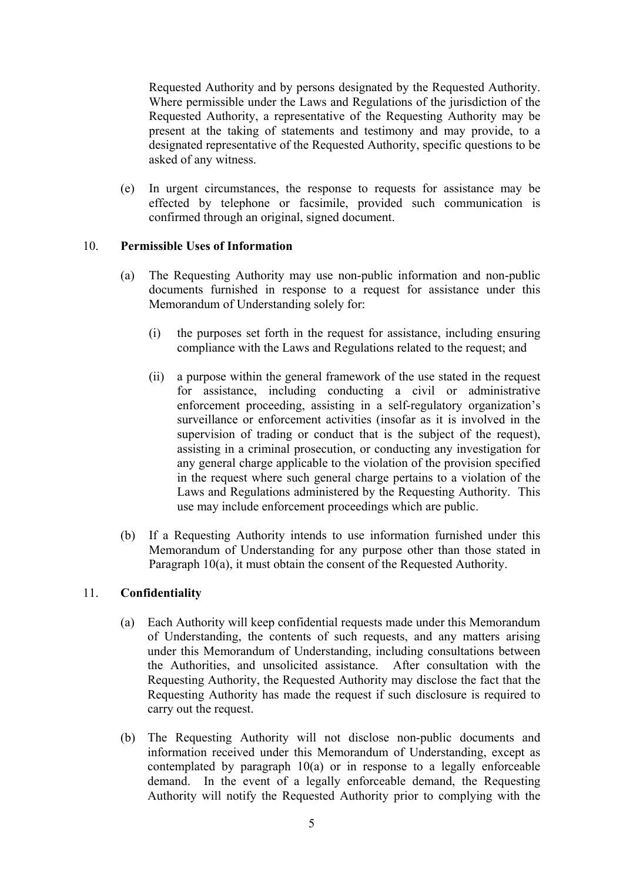Requested Authority and by persons designated by the Requested Authority. Where permissible under the Laws and Regulations of the jurisdiction of the Requested Authority, a representative of the Requesting Authority may be present at the taking of statements and testimony and may provide, to a designated representative of the Requested Authority, specific questions to be asked of any witness.

(e) In urgent circumstances, the response to requests for assistance may be effected by telephone or facsimile, provided such communication is confirmed through an original, signed document.

10. **Permissible Uses of Information**

(a) The Requesting Authority may use non-public information and non-public documents furnished in response to a request for assistance under this Memorandum of Understanding solely for:

(i) the purposes set forth in the request for assistance, including ensuring compliance with the Laws and Regulations related to the request; and

(ii) a purpose within the general framework of the use stated in the request for assistance, including conducting a civil or administrative enforcement proceeding, assisting in a self-regulatory organization's surveillance or enforcement activities (insofar as it is involved in the supervision of trading or conduct that is the subject of the request), assisting in a criminal prosecution, or conducting any investigation for any general charge applicable to the violation of the provision specified in the request where such general charge pertains to a violation of the Laws and Regulations administered by the Requesting Authority. This use may include enforcement proceedings which are public.

(b) If a Requesting Authority intends to use information furnished under this Memorandum of Understanding for any purpose other than those stated in Paragraph 10(a), it must obtain the consent of the Requested Authority.

11. **Confidentiality**

(a) Each Authority will keep confidential requests made under this Memorandum of Understanding, the contents of such requests, and any matters arising under this Memorandum of Understanding, including consultations between the Authorities, and unsolicited assistance. After consultation with the Requesting Authority, the Requested Authority may disclose the fact that the Requesting Authority has made the request if such disclosure is required to carry out the request.

(b) The Requesting Authority will not disclose non-public documents and information received under this Memorandum of Understanding, except as contemplated by paragraph 10(a) or in response to a legally enforceable demand. In the event of a legally enforceable demand, the Requesting Authority will notify the Requested Authority prior to complying with the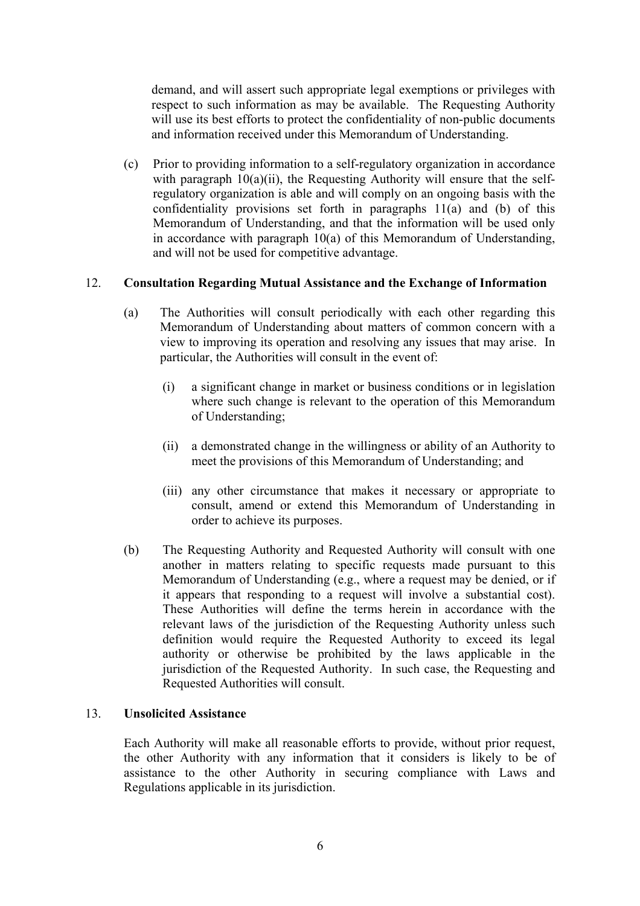demand, and will assert such appropriate legal exemptions or privileges with respect to such information as may be available. The Requesting Authority will use its best efforts to protect the confidentiality of non-public documents and information received under this Memorandum of Understanding.

(c) Prior to providing information to a self-regulatory organization in accordance with paragraph 10(a)(ii), the Requesting Authority will ensure that the self-regulatory organization is able and will comply on an ongoing basis with the confidentiality provisions set forth in paragraphs 11(a) and (b) of this Memorandum of Understanding, and that the information will be used only in accordance with paragraph 10(a) of this Memorandum of Understanding, and will not be used for competitive advantage.

12. **Consultation Regarding Mutual Assistance and the Exchange of Information**

(a) The Authorities will consult periodically with each other regarding this Memorandum of Understanding about matters of common concern with a view to improving its operation and resolving any issues that may arise. In particular, the Authorities will consult in the event of:

(i) a significant change in market or business conditions or in legislation where such change is relevant to the operation of this Memorandum of Understanding;

(ii) a demonstrated change in the willingness or ability of an Authority to meet the provisions of this Memorandum of Understanding; and

(iii) any other circumstance that makes it necessary or appropriate to consult, amend or extend this Memorandum of Understanding in order to achieve its purposes.

(b) The Requesting Authority and Requested Authority will consult with one another in matters relating to specific requests made pursuant to this Memorandum of Understanding (e.g., where a request may be denied, or if it appears that responding to a request will involve a substantial cost). These Authorities will define the terms herein in accordance with the relevant laws of the jurisdiction of the Requesting Authority unless such definition would require the Requested Authority to exceed its legal authority or otherwise be prohibited by the laws applicable in the jurisdiction of the Requested Authority. In such case, the Requesting and Requested Authorities will consult.

13. **Unsolicited Assistance**

Each Authority will make all reasonable efforts to provide, without prior request, the other Authority with any information that it considers is likely to be of assistance to the other Authority in securing compliance with Laws and Regulations applicable in its jurisdiction.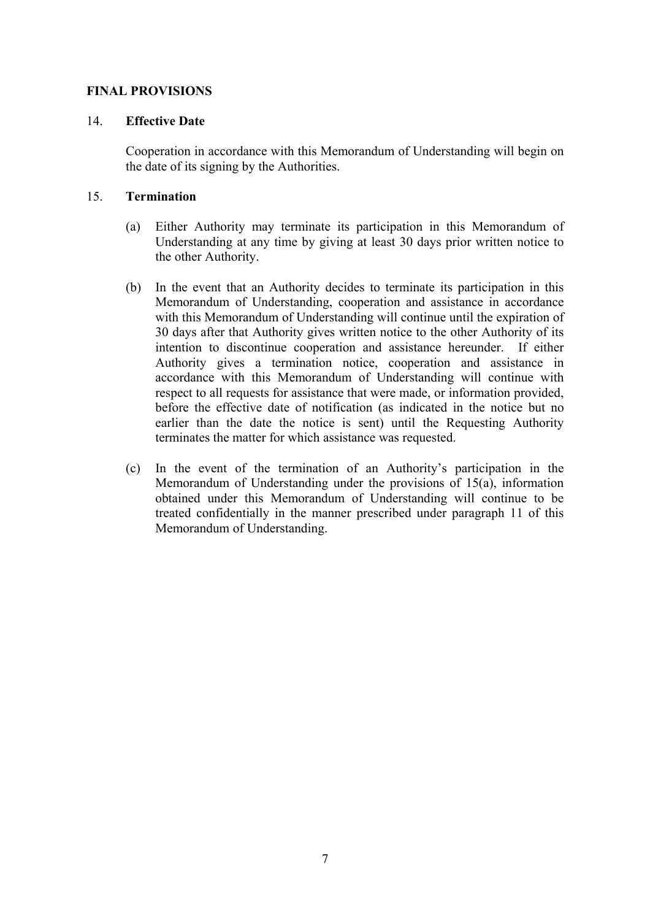## FINAL PROVISIONS

### 14. Effective Date

Cooperation in accordance with this Memorandum of Understanding will begin on the date of its signing by the Authorities.

### 15. Termination

(a) Either Authority may terminate its participation in this Memorandum of Understanding at any time by giving at least 30 days prior written notice to the other Authority.

(b) In the event that an Authority decides to terminate its participation in this Memorandum of Understanding, cooperation and assistance in accordance with this Memorandum of Understanding will continue until the expiration of 30 days after that Authority gives written notice to the other Authority of its intention to discontinue cooperation and assistance hereunder. If either Authority gives a termination notice, cooperation and assistance in accordance with this Memorandum of Understanding will continue with respect to all requests for assistance that were made, or information provided, before the effective date of notification (as indicated in the notice but no earlier than the date the notice is sent) until the Requesting Authority terminates the matter for which assistance was requested.

(c) In the event of the termination of an Authority's participation in the Memorandum of Understanding under the provisions of 15(a), information obtained under this Memorandum of Understanding will continue to be treated confidentially in the manner prescribed under paragraph 11 of this Memorandum of Understanding.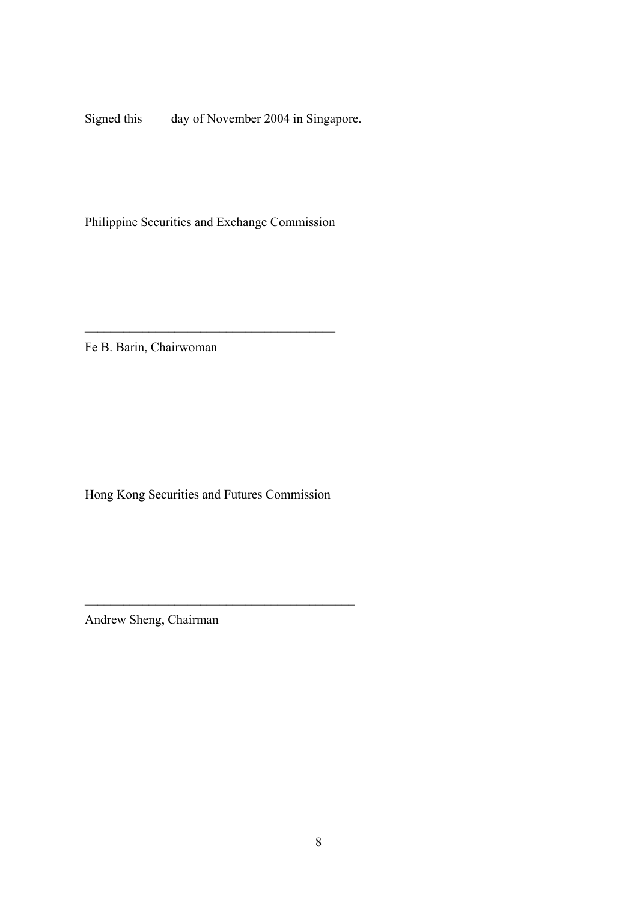Signed this        day of November 2004 in Singapore.

Philippine Securities and Exchange Commission

\_\_\_\_\_\_\_\_\_\_\_\_\_\_\_\_\_\_\_\_\_\_\_\_\_\_\_\_\_\_\_\_\_\_\_\_\_\_\_\_

Fe B. Barin, Chairwoman

Hong Kong Securities and Futures Commission

\_\_\_\_\_\_\_\_\_\_\_\_\_\_\_\_\_\_\_\_\_\_\_\_\_\_\_\_\_\_\_\_\_\_\_\_\_\_\_\_\_\_\_

Andrew Sheng, Chairman